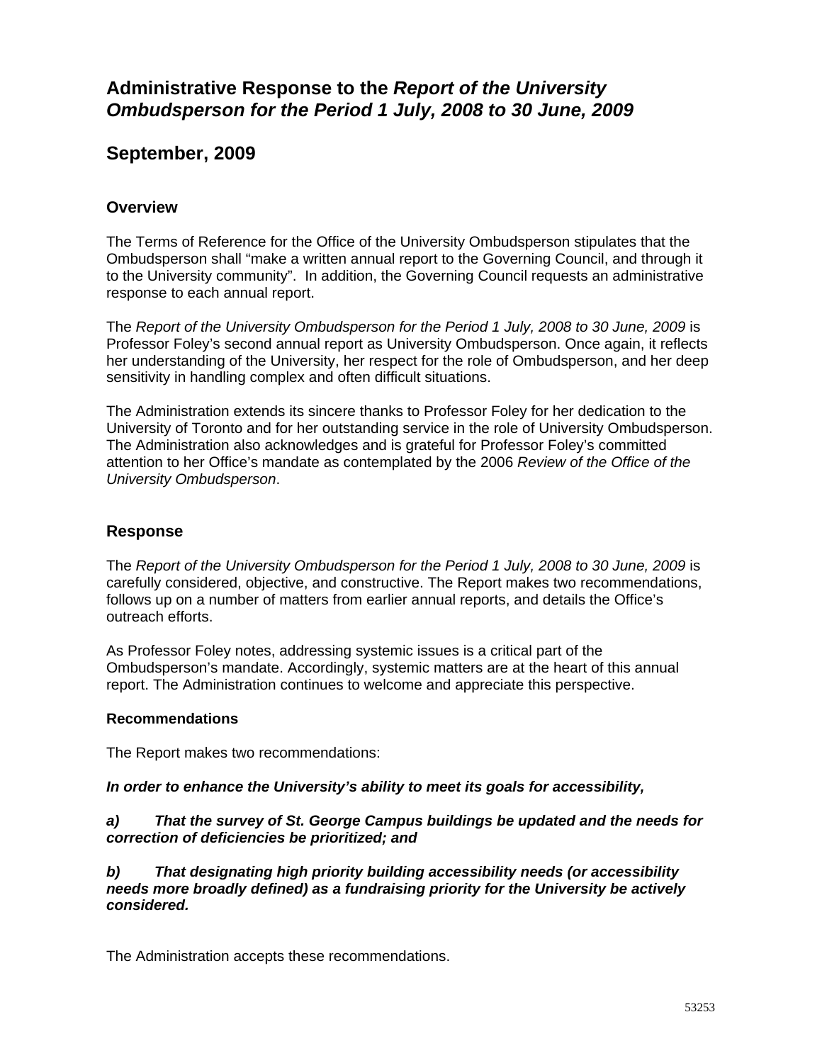# Administrative Response to the *Report of the University Ombudsperson for the Period 1 July, 2008 to 30 June, 2009*

## September, 2009

### Overview

The Terms of Reference for the Office of the University Ombudsperson stipulates that the Ombudsperson shall "make a written annual report to the Governing Council, and through it to the University community". In addition, the Governing Council requests an administrative response to each annual report.

The *Report of the University Ombudsperson for the Period 1 July, 2008 to 30 June, 2009* is Professor Foley's second annual report as University Ombudsperson. Once again, it reflects her understanding of the University, her respect for the role of Ombudsperson, and her deep sensitivity in handling complex and often difficult situations.

The Administration extends its sincere thanks to Professor Foley for her dedication to the University of Toronto and for her outstanding service in the role of University Ombudsperson. The Administration also acknowledges and is grateful for Professor Foley's committed attention to her Office's mandate as contemplated by the 2006 *Review of the Office of the University Ombudsperson*.

### Response

The *Report of the University Ombudsperson for the Period 1 July, 2008 to 30 June, 2009* is carefully considered, objective, and constructive. The Report makes two recommendations, follows up on a number of matters from earlier annual reports, and details the Office's outreach efforts.

As Professor Foley notes, addressing systemic issues is a critical part of the Ombudsperson's mandate. Accordingly, systemic matters are at the heart of this annual report. The Administration continues to welcome and appreciate this perspective.

#### Recommendations

The Report makes two recommendations:

***In order to enhance the University's ability to meet its goals for accessibility,***

***a) That the survey of St. George Campus buildings be updated and the needs for correction of deficiencies be prioritized; and***

***b) That designating high priority building accessibility needs (or accessibility needs more broadly defined) as a fundraising priority for the University be actively considered.***

The Administration accepts these recommendations.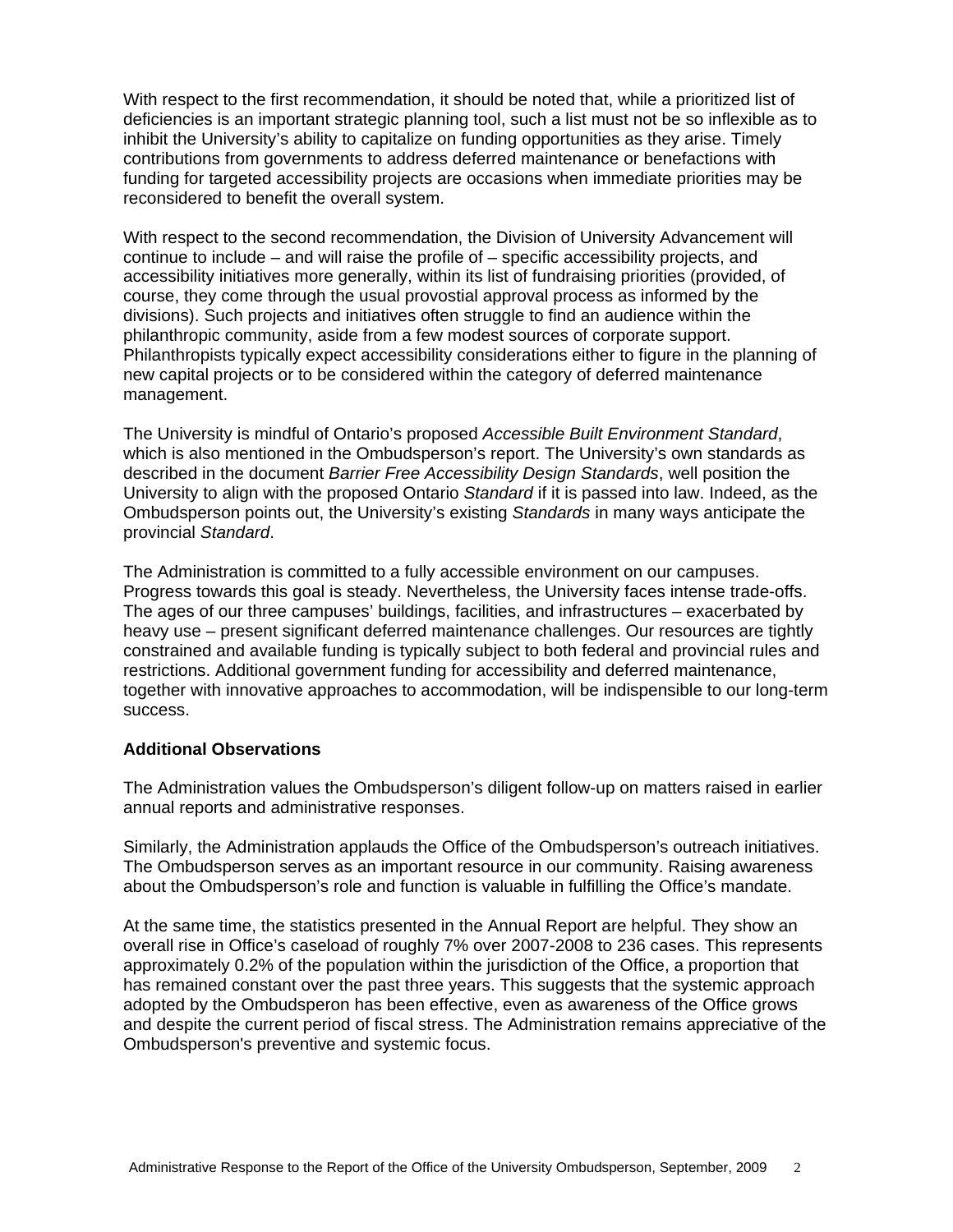With respect to the first recommendation, it should be noted that, while a prioritized list of deficiencies is an important strategic planning tool, such a list must not be so inflexible as to inhibit the University's ability to capitalize on funding opportunities as they arise. Timely contributions from governments to address deferred maintenance or benefactions with funding for targeted accessibility projects are occasions when immediate priorities may be reconsidered to benefit the overall system.

With respect to the second recommendation, the Division of University Advancement will continue to include – and will raise the profile of – specific accessibility projects, and accessibility initiatives more generally, within its list of fundraising priorities (provided, of course, they come through the usual provostial approval process as informed by the divisions). Such projects and initiatives often struggle to find an audience within the philanthropic community, aside from a few modest sources of corporate support. Philanthropists typically expect accessibility considerations either to figure in the planning of new capital projects or to be considered within the category of deferred maintenance management.

The University is mindful of Ontario's proposed *Accessible Built Environment Standard*, which is also mentioned in the Ombudsperson's report. The University's own standards as described in the document *Barrier Free Accessibility Design Standards*, well position the University to align with the proposed Ontario *Standard* if it is passed into law. Indeed, as the Ombudsperson points out, the University's existing *Standards* in many ways anticipate the provincial *Standard*.

The Administration is committed to a fully accessible environment on our campuses. Progress towards this goal is steady. Nevertheless, the University faces intense trade-offs. The ages of our three campuses' buildings, facilities, and infrastructures – exacerbated by heavy use – present significant deferred maintenance challenges. Our resources are tightly constrained and available funding is typically subject to both federal and provincial rules and restrictions. Additional government funding for accessibility and deferred maintenance, together with innovative approaches to accommodation, will be indispensible to our long-term success.

**Additional Observations**

The Administration values the Ombudsperson's diligent follow-up on matters raised in earlier annual reports and administrative responses.

Similarly, the Administration applauds the Office of the Ombudsperson's outreach initiatives. The Ombudsperson serves as an important resource in our community. Raising awareness about the Ombudsperson's role and function is valuable in fulfilling the Office's mandate.

At the same time, the statistics presented in the Annual Report are helpful. They show an overall rise in Office's caseload of roughly 7% over 2007-2008 to 236 cases. This represents approximately 0.2% of the population within the jurisdiction of the Office, a proportion that has remained constant over the past three years. This suggests that the systemic approach adopted by the Ombudsperon has been effective, even as awareness of the Office grows and despite the current period of fiscal stress. The Administration remains appreciative of the Ombudsperson's preventive and systemic focus.